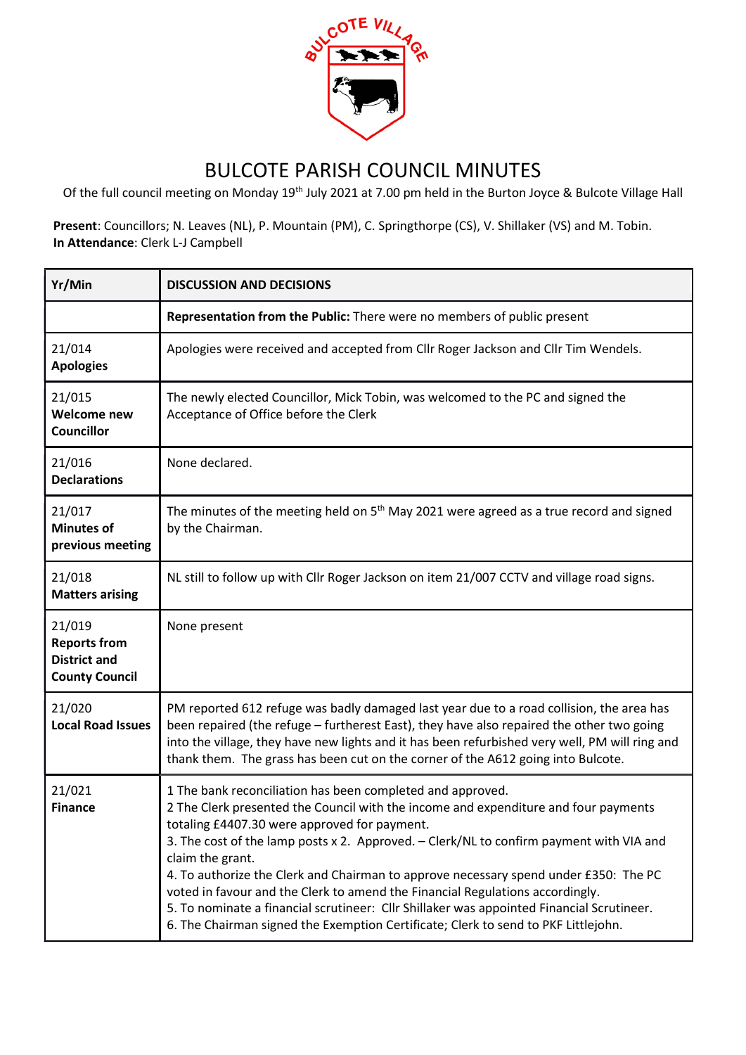# BULCOTE PARISH COUNCIL MINUTES

Of the full council meeting on Monday 19th July 2021 at 7.00 pm held in the Burton Joyce & Bulcote Village Hall

**Present**: Councillors; N. Leaves (NL), P. Mountain (PM), C. Springthorpe (CS), V. Shillaker (VS) and M. Tobin.
**In Attendance**: Clerk L-J Campbell

| Yr/Min | DISCUSSION AND DECISIONS |
|---|---|
| | **Representation from the Public:** There were no members of public present |
| 21/014 **Apologies** | Apologies were received and accepted from Cllr Roger Jackson and Cllr Tim Wendels. |
| 21/015 **Welcome new Councillor** | The newly elected Councillor, Mick Tobin, was welcomed to the PC and signed the Acceptance of Office before the Clerk |
| 21/016 **Declarations** | None declared. |
| 21/017 **Minutes of previous meeting** | The minutes of the meeting held on 5th May 2021 were agreed as a true record and signed by the Chairman. |
| 21/018 **Matters arising** | NL still to follow up with Cllr Roger Jackson on item 21/007 CCTV and village road signs. |
| 21/019 **Reports from District and County Council** | None present |
| 21/020 **Local Road Issues** | PM reported 612 refuge was badly damaged last year due to a road collision, the area has been repaired (the refuge – furtherest East), they have also repaired the other two going into the village, they have new lights and it has been refurbished very well, PM will ring and thank them. The grass has been cut on the corner of the A612 going into Bulcote. |
| 21/021 **Finance** | 1 The bank reconciliation has been completed and approved.<br>2 The Clerk presented the Council with the income and expenditure and four payments totaling £4407.30 were approved for payment.<br>3. The cost of the lamp posts x 2. Approved. – Clerk/NL to confirm payment with VIA and claim the grant.<br>4. To authorize the Clerk and Chairman to approve necessary spend under £350: The PC voted in favour and the Clerk to amend the Financial Regulations accordingly.<br>5. To nominate a financial scrutineer: Cllr Shillaker was appointed Financial Scrutineer.<br>6. The Chairman signed the Exemption Certificate; Clerk to send to PKF Littlejohn. |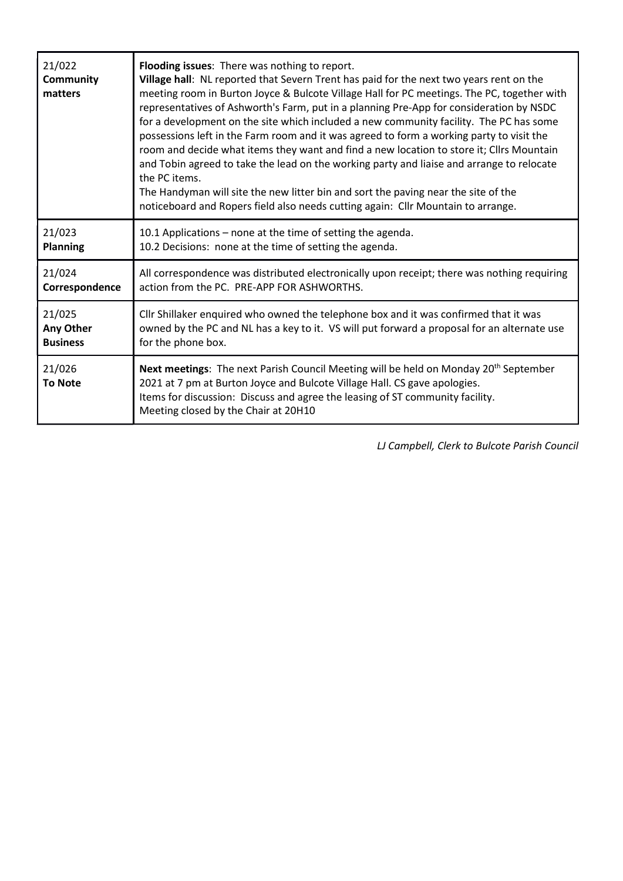| | |
|---|---|
| 21/022 **Community matters** | **Flooding issues**: There was nothing to report.<br>**Village hall**: NL reported that Severn Trent has paid for the next two years rent on the meeting room in Burton Joyce & Bulcote Village Hall for PC meetings. The PC, together with representatives of Ashworth's Farm, put in a planning Pre-App for consideration by NSDC for a development on the site which included a new community facility. The PC has some possessions left in the Farm room and it was agreed to form a working party to visit the room and decide what items they want and find a new location to store it; Cllrs Mountain and Tobin agreed to take the lead on the working party and liaise and arrange to relocate the PC items.<br>The Handyman will site the new litter bin and sort the paving near the site of the noticeboard and Ropers field also needs cutting again: Cllr Mountain to arrange. |
| 21/023 **Planning** | 10.1 Applications – none at the time of setting the agenda.<br>10.2 Decisions: none at the time of setting the agenda. |
| 21/024 **Correspondence** | All correspondence was distributed electronically upon receipt; there was nothing requiring action from the PC. PRE-APP FOR ASHWORTHS. |
| 21/025 **Any Other Business** | Cllr Shillaker enquired who owned the telephone box and it was confirmed that it was owned by the PC and NL has a key to it. VS will put forward a proposal for an alternate use for the phone box. |
| 21/026 **To Note** | **Next meetings**: The next Parish Council Meeting will be held on Monday 20th September 2021 at 7 pm at Burton Joyce and Bulcote Village Hall. CS gave apologies.<br>Items for discussion: Discuss and agree the leasing of ST community facility.<br>Meeting closed by the Chair at 20H10 |

*LJ Campbell, Clerk to Bulcote Parish Council*